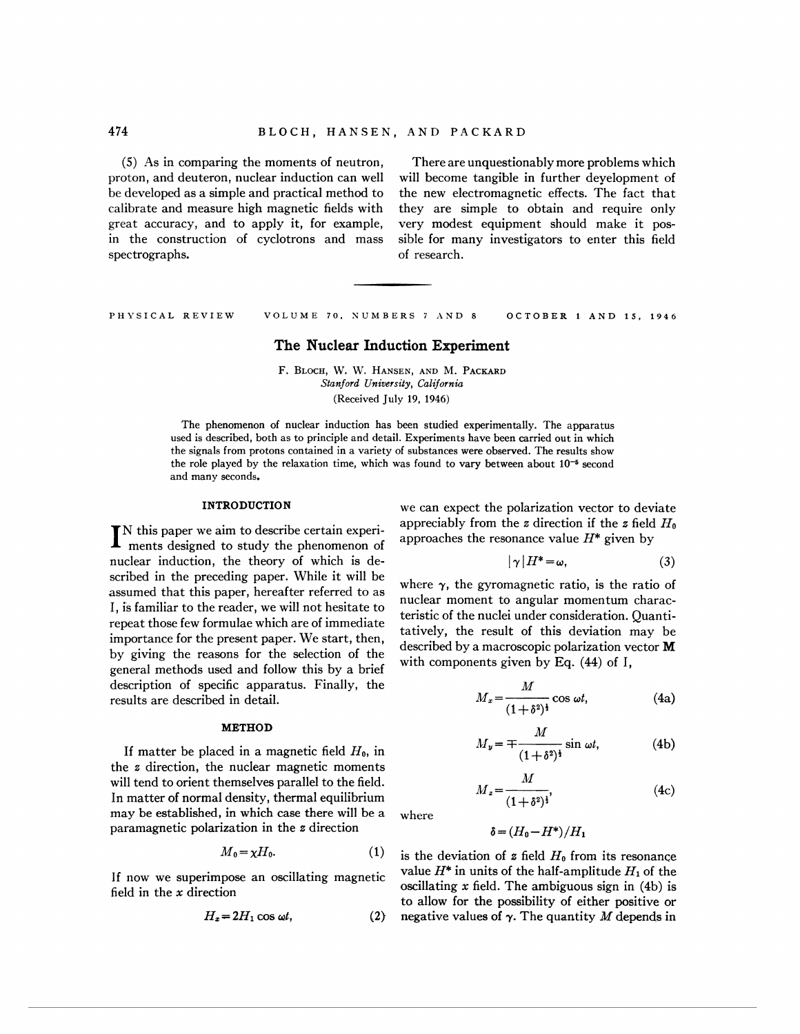(5) As in comparing the moments of neutron, proton, and deuteron, nuclear induction can well be developed as a simple and practical method to calibrate and measure high magnetic fields with great accuracy, and to apply it, for example, in the construction of cyclotrons and mass spectrographs.

There are unquestionably more problems which will become tangible in further deyelopment of the new electromagnetic effects. The fact that they are simple to obtain and require only very modest equipment should make it possible for many investigators to enter this field of research.

---

PHYSICAL REVIEW VOLUME 70, NUMBERS 7 AND 8 OCTOBER 1 AND 15, 1946

# The Nuclear Induction Experiment

F. Bloch, W. W. Hansen, and M. Packard
*Stanford University, California*
(Received July 19, 1946)

The phenomenon of nuclear induction has been studied experimentally. The apparatus used is described, both as to principle and detail. Experiments have been carried out in which the signals from protons contained in a variety of substances were observed. The results show the role played by the relaxation time, which was found to vary between about $10^{-5}$ second and many seconds.

## INTRODUCTION

In this paper we aim to describe certain experiments designed to study the phenomenon of nuclear induction, the theory of which is described in the preceding paper. While it will be assumed that this paper, hereafter referred to as I, is familiar to the reader, we will not hesitate to repeat those few formulae which are of immediate importance for the present paper. We start, then, by giving the reasons for the selection of the general methods used and follow this by a brief description of specific apparatus. Finally, the results are described in detail.

## METHOD

If matter be placed in a magnetic field $H_0$, in the $z$ direction, the nuclear magnetic moments will tend to orient themselves parallel to the field. In matter of normal density, thermal equilibrium may be established, in which case there will be a paramagnetic polarization in the $z$ direction

$$M_0 = \chi H_0. \tag{1}$$

If now we superimpose an oscillating magnetic field in the $x$ direction

$$H_x = 2H_1 \cos \omega t, \tag{2}$$

we can expect the polarization vector to deviate appreciably from the $z$ direction if the $z$ field $H_0$ approaches the resonance value $H^*$ given by

$$|\gamma| H^* = \omega, \tag{3}$$

where $\gamma$, the gyromagnetic ratio, is the ratio of nuclear moment to angular momentum characteristic of the nuclei under consideration. Quantitatively, the result of this deviation may be described by a macroscopic polarization vector $\mathbf{M}$ with components given by Eq. (44) of I,

$$M_x = \frac{M}{(1+\delta^2)^{\frac{1}{2}}} \cos \omega t, \tag{4a}$$

$$M_y = \mp \frac{M}{(1+\delta^2)^{\frac{1}{2}}} \sin \omega t, \tag{4b}$$

$$M_z = \frac{M}{(1+\delta^2)^{\frac{1}{2}}}, \tag{4c}$$

where

$$\delta = (H_0 - H^*)/H_1$$

is the deviation of $z$ field $H_0$ from its resonance value $H^*$ in units of the half-amplitude $H_1$ of the oscillating $x$ field. The ambiguous sign in (4b) is to allow for the possibility of either positive or negative values of $\gamma$. The quantity $M$ depends in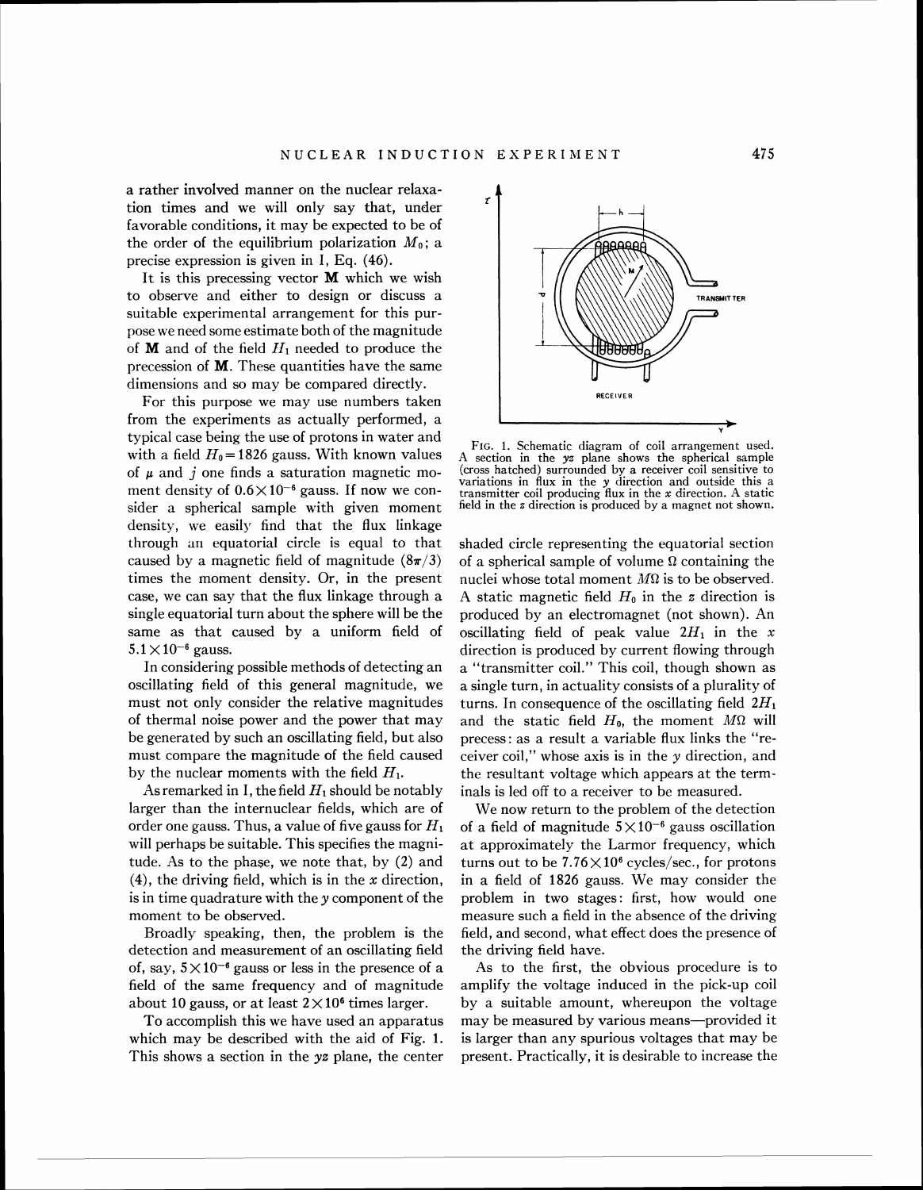a rather involved manner on the nuclear relaxation times and we will only say that, under favorable conditions, it may be expected to be of the order of the equilibrium polarization $M_0$; a precise expression is given in I, Eq. (46).

It is this precessing vector **M** which we wish to observe and either to design or discuss a suitable experimental arrangement for this purpose we need some estimate both of the magnitude of **M** and of the field $H_1$ needed to produce the precession of **M**. These quantities have the same dimensions and so may be compared directly.

For this purpose we may use numbers taken from the experiments as actually performed, a typical case being the use of protons in water and with a field $H_0 = 1826$ gauss. With known values of $\mu$ and $j$ one finds a saturation magnetic moment density of $0.6 \times 10^{-6}$ gauss. If now we consider a spherical sample with given moment density, we easily find that the flux linkage through an equatorial circle is equal to that caused by a magnetic field of magnitude $(8\pi/3)$ times the moment density. Or, in the present case, we can say that the flux linkage through a single equatorial turn about the sphere will be the same as that caused by a uniform field of $5.1 \times 10^{-6}$ gauss.

In considering possible methods of detecting an oscillating field of this general magnitude, we must not only consider the relative magnitudes of thermal noise power and the power that may be generated by such an oscillating field, but also must compare the magnitude of the field caused by the nuclear moments with the field $H_1$.

As remarked in I, the field $H_1$ should be notably larger than the internuclear fields, which are of order one gauss. Thus, a value of five gauss for $H_1$ will perhaps be suitable. This specifies the magnitude. As to the phase, we note that, by (2) and (4), the driving field, which is in the $x$ direction, is in time quadrature with the $y$ component of the moment to be observed.

Broadly speaking, then, the problem is the detection and measurement of an oscillating field of, say, $5 \times 10^{-6}$ gauss or less in the presence of a field of the same frequency and of magnitude about 10 gauss, or at least $2 \times 10^6$ times larger.

To accomplish this we have used an apparatus which may be described with the aid of Fig. 1. This shows a section in the $yz$ plane, the center shaded circle representing the equatorial section of a spherical sample of volume $\Omega$ containing the nuclei whose total moment $M\Omega$ is to be observed. A static magnetic field $H_0$ in the $z$ direction is produced by an electromagnet (not shown). An oscillating field of peak value $2H_1$ in the $x$ direction is produced by current flowing through a "transmitter coil." This coil, though shown as a single turn, in actuality consists of a plurality of turns. In consequence of the oscillating field $2H_1$ and the static field $H_0$, the moment $M\Omega$ will precess: as a result a variable flux links the "receiver coil," whose axis is in the $y$ direction, and the resultant voltage which appears at the terminals is led off to a receiver to be measured.

FIG. 1. Schematic diagram of coil arrangement used. A section in the $yz$ plane shows the spherical sample (cross hatched) surrounded by a receiver coil sensitive to variations in flux in the $y$ direction and outside this a transmitter coil producing flux in the $x$ direction. A static field in the $z$ direction is produced by a magnet not shown.

We now return to the problem of the detection of a field of magnitude $5 \times 10^{-6}$ gauss oscillation at approximately the Larmor frequency, which turns out to be $7.76 \times 10^6$ cycles/sec., for protons in a field of 1826 gauss. We may consider the problem in two stages: first, how would one measure such a field in the absence of the driving field, and second, what effect does the presence of the driving field have.

As to the first, the obvious procedure is to amplify the voltage induced in the pick-up coil by a suitable amount, whereupon the voltage may be measured by various means—provided it is larger than any spurious voltages that may be present. Practically, it is desirable to increase the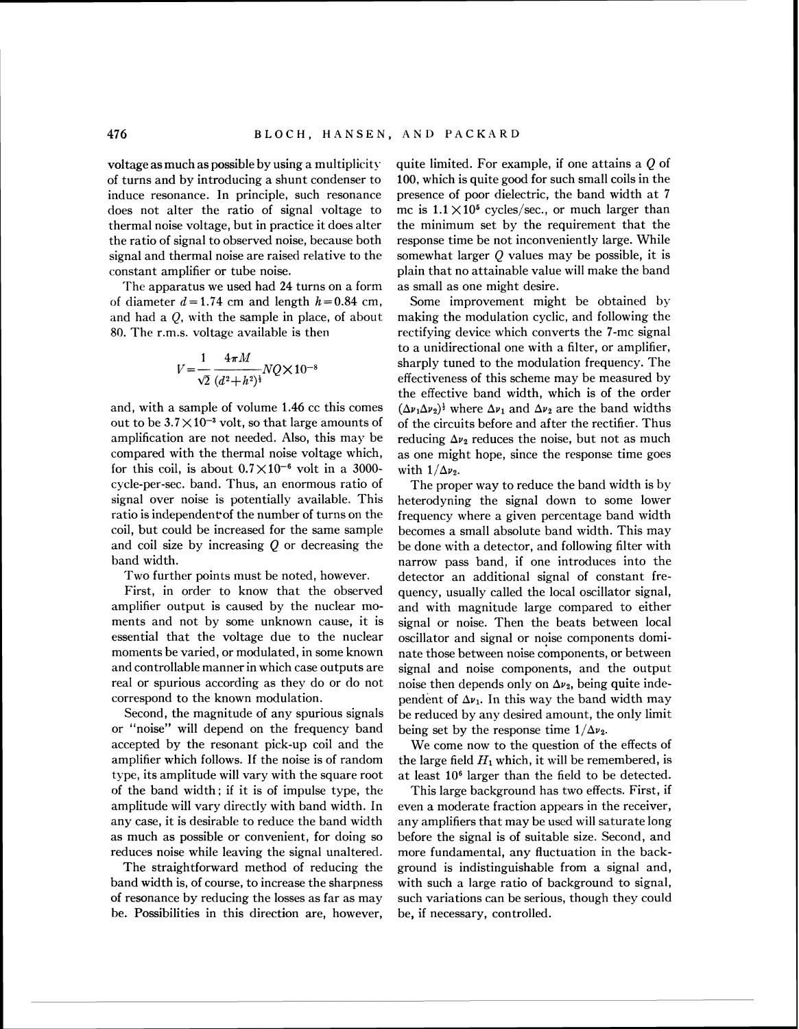voltage as much as possible by using a multiplicity of turns and by introducing a shunt condenser to induce resonance. In principle, such resonance does not alter the ratio of signal voltage to thermal noise voltage, but in practice it does alter the ratio of signal to observed noise, because both signal and thermal noise are raised relative to the constant amplifier or tube noise.

The apparatus we used had 24 turns on a form of diameter $d = 1.74$ cm and length $h = 0.84$ cm, and had a $Q$, with the sample in place, of about 80. The r.m.s. voltage available is then

$$V = \frac{1}{\sqrt{2}} \frac{4\pi M}{(d^2 + h^2)^{\frac{1}{2}}} NQ \times 10^{-8}$$

and, with a sample of volume 1.46 cc this comes out to be $3.7 \times 10^{-3}$ volt, so that large amounts of amplification are not needed. Also, this may be compared with the thermal noise voltage which, for this coil, is about $0.7 \times 10^{-6}$ volt in a 3000-cycle-per-sec. band. Thus, an enormous ratio of signal over noise is potentially available. This ratio is independent of the number of turns on the coil, but could be increased for the same sample and coil size by increasing $Q$ or decreasing the band width.

Two further points must be noted, however.

First, in order to know that the observed amplifier output is caused by the nuclear moments and not by some unknown cause, it is essential that the voltage due to the nuclear moments be varied, or modulated, in some known and controllable manner in which case outputs are real or spurious according as they do or do not correspond to the known modulation.

Second, the magnitude of any spurious signals or "noise" will depend on the frequency band accepted by the resonant pick-up coil and the amplifier which follows. If the noise is of random type, its amplitude will vary with the square root of the band width; if it is of impulse type, the amplitude will vary directly with band width. In any case, it is desirable to reduce the band width as much as possible or convenient, for doing so reduces noise while leaving the signal unaltered.

The straightforward method of reducing the band width is, of course, to increase the sharpness of resonance by reducing the losses as far as may be. Possibilities in this direction are, however, quite limited. For example, if one attains a $Q$ of 100, which is quite good for such small coils in the presence of poor dielectric, the band width at 7 mc is $1.1 \times 10^5$ cycles/sec., or much larger than the minimum set by the requirement that the response time be not inconveniently large. While somewhat larger $Q$ values may be possible, it is plain that no attainable value will make the band as small as one might desire.

Some improvement might be obtained by making the modulation cyclic, and following the rectifying device which converts the 7-mc signal to a unidirectional one with a filter, or amplifier, sharply tuned to the modulation frequency. The effectiveness of this scheme may be measured by the effective band width, which is of the order $(\Delta\nu_1 \Delta\nu_2)^{\frac{1}{2}}$ where $\Delta\nu_1$ and $\Delta\nu_2$ are the band widths of the circuits before and after the rectifier. Thus reducing $\Delta\nu_2$ reduces the noise, but not as much as one might hope, since the response time goes with $1/\Delta\nu_2$.

The proper way to reduce the band width is by heterodyning the signal down to some lower frequency where a given percentage band width becomes a small absolute band width. This may be done with a detector, and following filter with narrow pass band, if one introduces into the detector an additional signal of constant frequency, usually called the local oscillator signal, and with magnitude large compared to either signal or noise. Then the beats between local oscillator and signal or noise components dominate those between noise components, or between signal and noise components, and the output noise then depends only on $\Delta\nu_2$, being quite independent of $\Delta\nu_1$. In this way the band width may be reduced by any desired amount, the only limit being set by the response time $1/\Delta\nu_2$.

We come now to the question of the effects of the large field $H_1$ which, it will be remembered, is at least $10^6$ larger than the field to be detected.

This large background has two effects. First, if even a moderate fraction appears in the receiver, any amplifiers that may be used will saturate long before the signal is of suitable size. Second, and more fundamental, any fluctuation in the background is indistinguishable from a signal and, with such a large ratio of background to signal, such variations can be serious, though they could be, if necessary, controlled.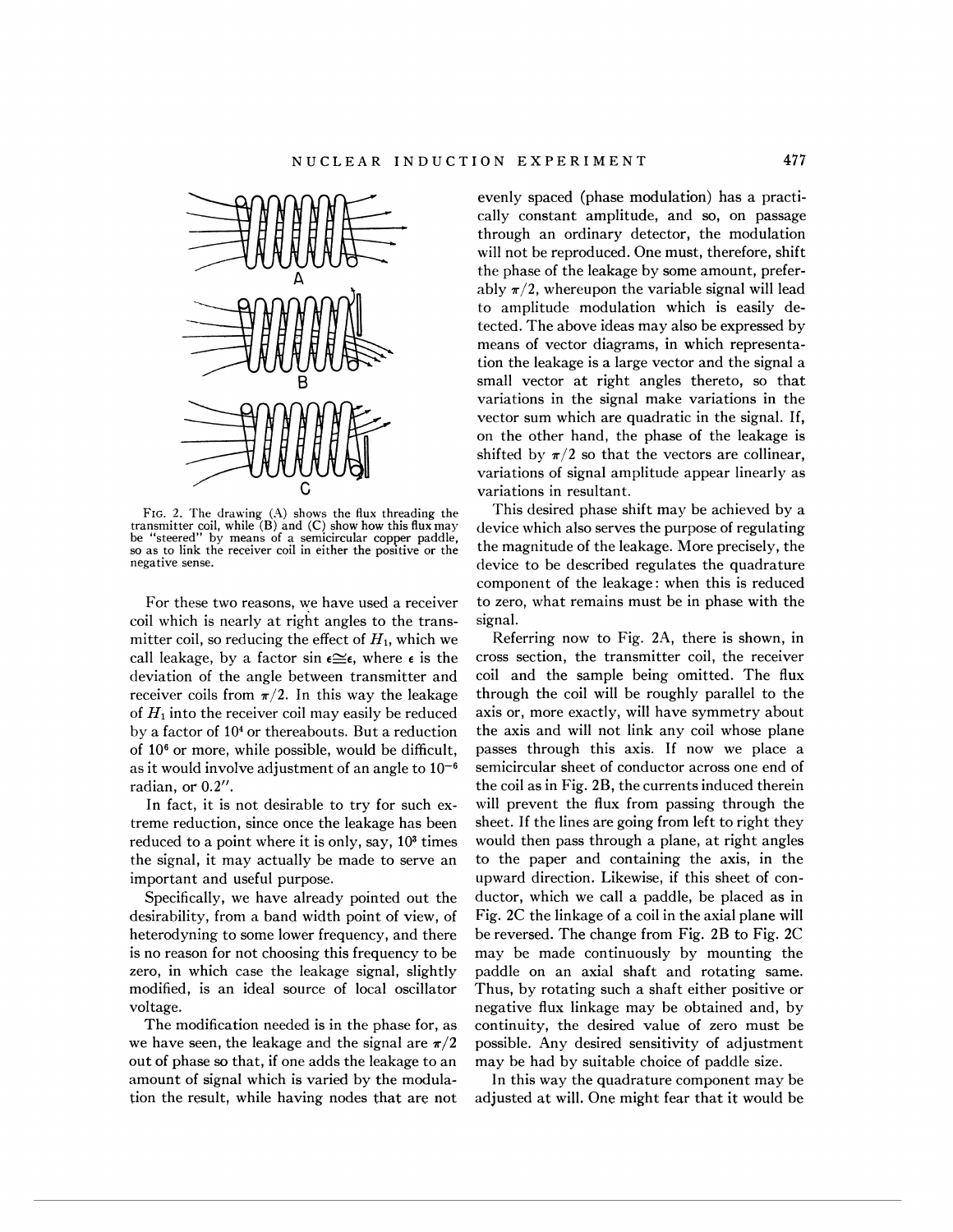FIG. 2. The drawing (A) shows the flux threading the transmitter coil, while (B) and (C) show how this flux may be "steered" by means of a semicircular copper paddle, so as to link the receiver coil in either the positive or the negative sense.

For these two reasons, we have used a receiver coil which is nearly at right angles to the transmitter coil, so reducing the effect of $H_1$, which we call leakage, by a factor $\sin \epsilon \cong \epsilon$, where $\epsilon$ is the deviation of the angle between transmitter and receiver coils from $\pi/2$. In this way the leakage of $H_1$ into the receiver coil may easily be reduced by a factor of $10^4$ or thereabouts. But a reduction of $10^6$ or more, while possible, would be difficult, as it would involve adjustment of an angle to $10^{-6}$ radian, or 0.2″.

In fact, it is not desirable to try for such extreme reduction, since once the leakage has been reduced to a point where it is only, say, $10^3$ times the signal, it may actually be made to serve an important and useful purpose.

Specifically, we have already pointed out the desirability, from a band width point of view, of heterodyning to some lower frequency, and there is no reason for not choosing this frequency to be zero, in which case the leakage signal, slightly modified, is an ideal source of local oscillator voltage.

The modification needed is in the phase for, as we have seen, the leakage and the signal are $\pi/2$ out of phase so that, if one adds the leakage to an amount of signal which is varied by the modulation the result, while having nodes that are not evenly spaced (phase modulation) has a practically constant amplitude, and so, on passage through an ordinary detector, the modulation will not be reproduced. One must, therefore, shift the phase of the leakage by some amount, preferably $\pi/2$, whereupon the variable signal will lead to amplitude modulation which is easily detected. The above ideas may also be expressed by means of vector diagrams, in which representation the leakage is a large vector and the signal a small vector at right angles thereto, so that variations in the signal make variations in the vector sum which are quadratic in the signal. If, on the other hand, the phase of the leakage is shifted by $\pi/2$ so that the vectors are collinear, variations of signal amplitude appear linearly as variations in resultant.

This desired phase shift may be achieved by a device which also serves the purpose of regulating the magnitude of the leakage. More precisely, the device to be described regulates the quadrature component of the leakage: when this is reduced to zero, what remains must be in phase with the signal.

Referring now to Fig. 2A, there is shown, in cross section, the transmitter coil, the receiver coil and the sample being omitted. The flux through the coil will be roughly parallel to the axis or, more exactly, will have symmetry about the axis and will not link any coil whose plane passes through this axis. If now we place a semicircular sheet of conductor across one end of the coil as in Fig. 2B, the currents induced therein will prevent the flux from passing through the sheet. If the lines are going from left to right they would then pass through a plane, at right angles to the paper and containing the axis, in the upward direction. Likewise, if this sheet of conductor, which we call a paddle, be placed as in Fig. 2C the linkage of a coil in the axial plane will be reversed. The change from Fig. 2B to Fig. 2C may be made continuously by mounting the paddle on an axial shaft and rotating same. Thus, by rotating such a shaft either positive or negative flux linkage may be obtained and, by continuity, the desired value of zero must be possible. Any desired sensitivity of adjustment may be had by suitable choice of paddle size.

In this way the quadrature component may be adjusted at will. One might fear that it would be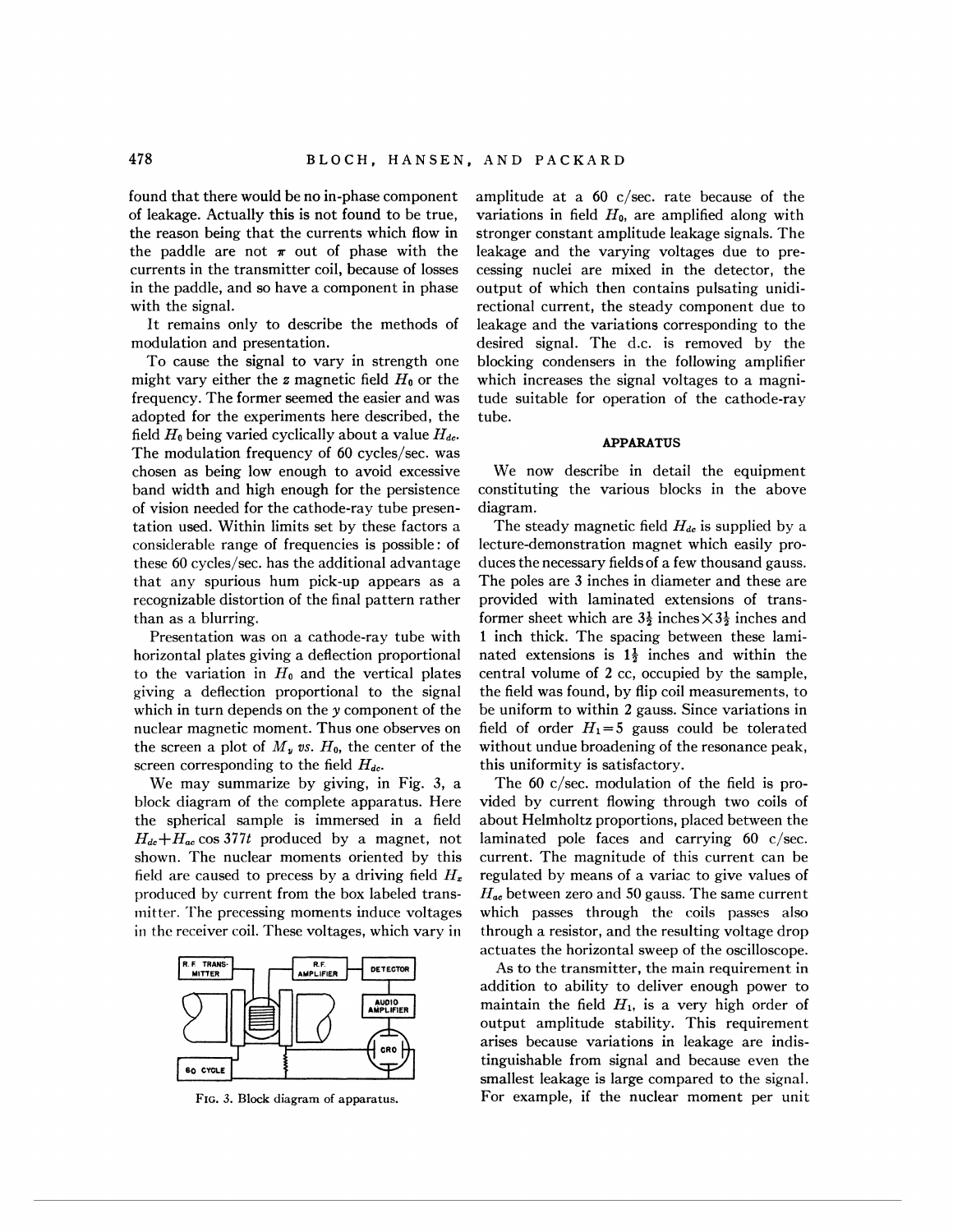found that there would be no in-phase component of leakage. Actually this is not found to be true, the reason being that the currents which flow in the paddle are not $\pi$ out of phase with the currents in the transmitter coil, because of losses in the paddle, and so have a component in phase with the signal.

It remains only to describe the methods of modulation and presentation.

To cause the signal to vary in strength one might vary either the $z$ magnetic field $H_0$ or the frequency. The former seemed the easier and was adopted for the experiments here described, the field $H_0$ being varied cyclically about a value $H_{dc}$. The modulation frequency of 60 cycles/sec. was chosen as being low enough to avoid excessive band width and high enough for the persistence of vision needed for the cathode-ray tube presentation used. Within limits set by these factors a considerable range of frequencies is possible: of these 60 cycles/sec. has the additional advantage that any spurious hum pick-up appears as a recognizable distortion of the final pattern rather than as a blurring.

Presentation was on a cathode-ray tube with horizontal plates giving a deflection proportional to the variation in $H_0$ and the vertical plates giving a deflection proportional to the signal which in turn depends on the $y$ component of the nuclear magnetic moment. Thus one observes on the screen a plot of $M_y$ *vs.* $H_0$, the center of the screen corresponding to the field $H_{dc}$.

We may summarize by giving, in Fig. 3, a block diagram of the complete apparatus. Here the spherical sample is immersed in a field $H_{dc}+H_{ac}\cos 377t$ produced by a magnet, not shown. The nuclear moments oriented by this field are caused to precess by a driving field $H_x$ produced by current from the box labeled transmitter. The precessing moments induce voltages in the receiver coil. These voltages, which vary in amplitude at a 60 c/sec. rate because of the variations in field $H_0$, are amplified along with stronger constant amplitude leakage signals. The leakage and the varying voltages due to precessing nuclei are mixed in the detector, the output of which then contains pulsating unidirectional current, the steady component due to leakage and the variations corresponding to the desired signal. The d.c. is removed by the blocking condensers in the following amplifier which increases the signal voltages to a magnitude suitable for operation of the cathode-ray tube.

FIG. 3. Block diagram of apparatus.

## APPARATUS

We now describe in detail the equipment constituting the various blocks in the above diagram.

The steady magnetic field $H_{dc}$ is supplied by a lecture-demonstration magnet which easily produces the necessary fields of a few thousand gauss. The poles are 3 inches in diameter and these are provided with laminated extensions of transformer sheet which are $3\frac{1}{2}$ inches $\times 3\frac{1}{2}$ inches and 1 inch thick. The spacing between these laminated extensions is $1\frac{1}{2}$ inches and within the central volume of 2 cc, occupied by the sample, the field was found, by flip coil measurements, to be uniform to within 2 gauss. Since variations in field of order $H_1=5$ gauss could be tolerated without undue broadening of the resonance peak, this uniformity is satisfactory.

The 60 c/sec. modulation of the field is provided by current flowing through two coils of about Helmholtz proportions, placed between the laminated pole faces and carrying 60 c/sec. current. The magnitude of this current can be regulated by means of a variac to give values of $H_{ac}$ between zero and 50 gauss. The same current which passes through the coils passes also through a resistor, and the resulting voltage drop actuates the horizontal sweep of the oscilloscope.

As to the transmitter, the main requirement in addition to ability to deliver enough power to maintain the field $H_1$, is a very high order of output amplitude stability. This requirement arises because variations in leakage are indistinguishable from signal and because even the smallest leakage is large compared to the signal. For example, if the nuclear moment per unit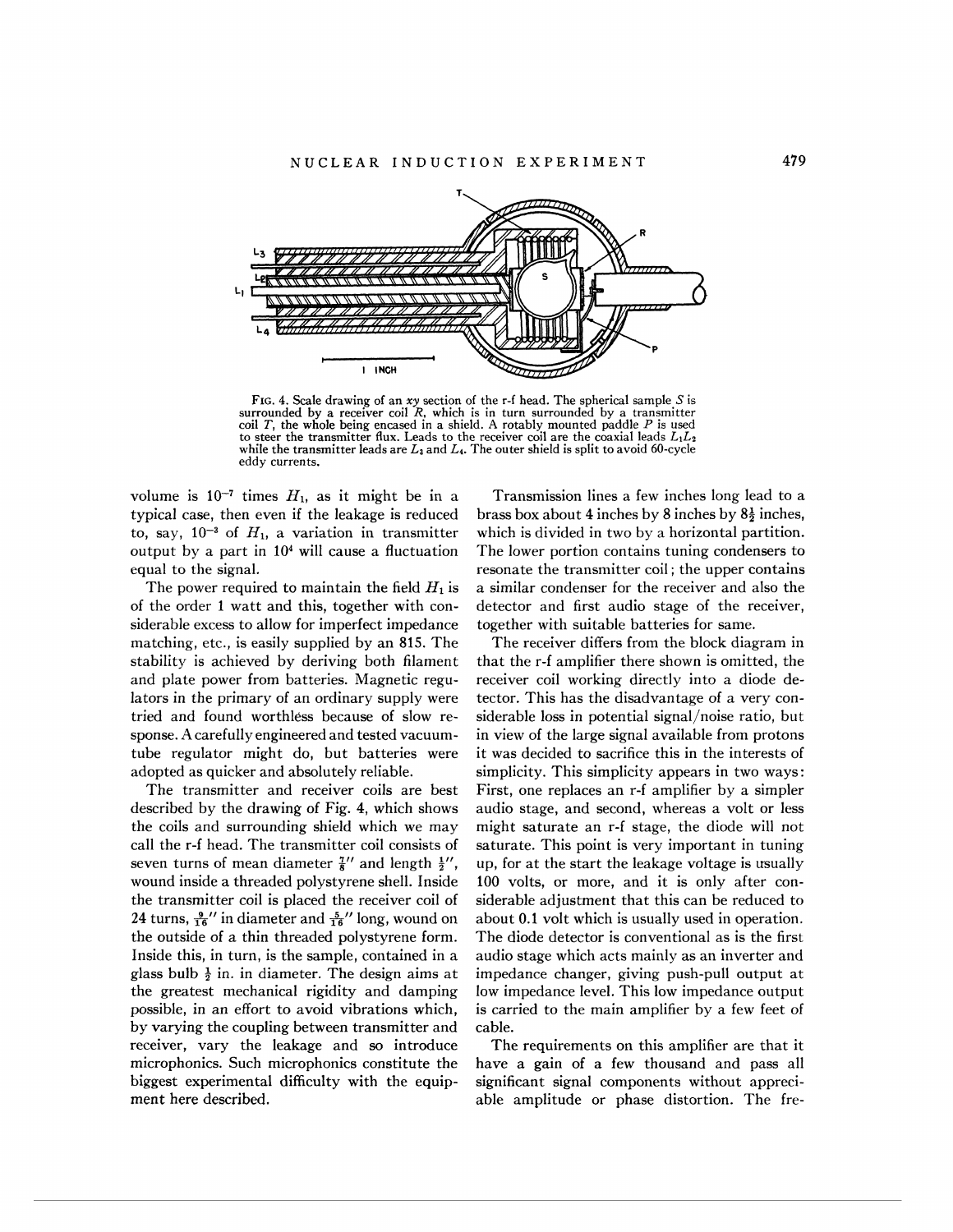FIG. 4. Scale drawing of an $xy$ section of the r-f head. The spherical sample $S$ is surrounded by a receiver coil $R$, which is in turn surrounded by a transmitter coil $T$, the whole being encased in a shield. A rotably mounted paddle $P$ is used to steer the transmitter flux. Leads to the receiver coil are the coaxial leads $L_1L_2$ while the transmitter leads are $L_3$ and $L_4$. The outer shield is split to avoid 60-cycle eddy currents.

volume is $10^{-7}$ times $H_1$, as it might be in a typical case, then even if the leakage is reduced to, say, $10^{-3}$ of $H_1$, a variation in transmitter output by a part in $10^4$ will cause a fluctuation equal to the signal.

The power required to maintain the field $H_1$ is of the order 1 watt and this, together with considerable excess to allow for imperfect impedance matching, etc., is easily supplied by an 815. The stability is achieved by deriving both filament and plate power from batteries. Magnetic regulators in the primary of an ordinary supply were tried and found worthless because of slow response. A carefully engineered and tested vacuum-tube regulator might do, but batteries were adopted as quicker and absolutely reliable.

The transmitter and receiver coils are best described by the drawing of Fig. 4, which shows the coils and surrounding shield which we may call the r-f head. The transmitter coil consists of seven turns of mean diameter $\frac{7}{8}''$ and length $\frac{1}{2}''$, wound inside a threaded polystyrene shell. Inside the transmitter coil is placed the receiver coil of 24 turns, $\frac{9}{16}''$ in diameter and $\frac{5}{16}''$ long, wound on the outside of a thin threaded polystyrene form. Inside this, in turn, is the sample, contained in a glass bulb $\frac{1}{2}$ in. in diameter. The design aims at the greatest mechanical rigidity and damping possible, in an effort to avoid vibrations which, by varying the coupling between transmitter and receiver, vary the leakage and so introduce microphonics. Such microphonics constitute the biggest experimental difficulty with the equipment here described.

Transmission lines a few inches long lead to a brass box about 4 inches by 8 inches by $8\frac{1}{2}$ inches, which is divided in two by a horizontal partition. The lower portion contains tuning condensers to resonate the transmitter coil; the upper contains a similar condenser for the receiver and also the detector and first audio stage of the receiver, together with suitable batteries for same.

The receiver differs from the block diagram in that the r-f amplifier there shown is omitted, the receiver coil working directly into a diode detector. This has the disadvantage of a very considerable loss in potential signal/noise ratio, but in view of the large signal available from protons it was decided to sacrifice this in the interests of simplicity. This simplicity appears in two ways: First, one replaces an r-f amplifier by a simpler audio stage, and second, whereas a volt or less might saturate an r-f stage, the diode will not saturate. This point is very important in tuning up, for at the start the leakage voltage is usually 100 volts, or more, and it is only after considerable adjustment that this can be reduced to about 0.1 volt which is usually used in operation. The diode detector is conventional as is the first audio stage which acts mainly as an inverter and impedance changer, giving push-pull output at low impedance level. This low impedance output is carried to the main amplifier by a few feet of cable.

The requirements on this amplifier are that it have a gain of a few thousand and pass all significant signal components without appreciable amplitude or phase distortion. The fre-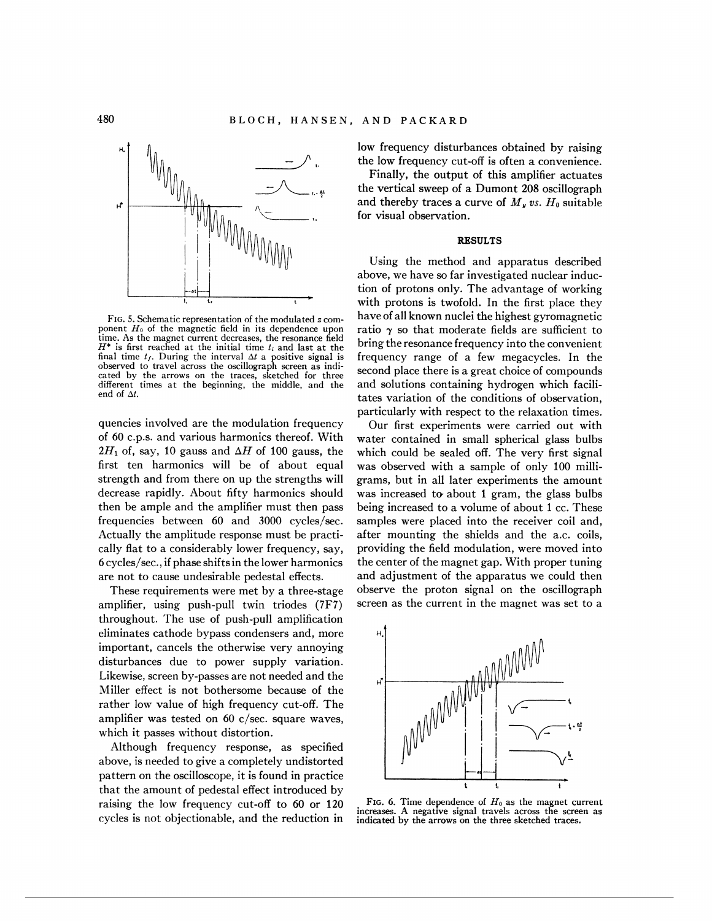FIG. 5. Schematic representation of the modulated $z$ component $H_0$ of the magnetic field in its dependence upon time. As the magnet current decreases, the resonance field $H^*$ is first reached at the initial time $t_i$ and last at the final time $t_f$. During the interval $\Delta t$ a positive signal is observed to travel across the oscillograph screen as indicated by the arrows on the traces, sketched for three different times at the beginning, the middle, and the end of $\Delta t$.

quencies involved are the modulation frequency of 60 c.p.s. and various harmonics thereof. With $2H_1$ of, say, 10 gauss and $\Delta H$ of 100 gauss, the first ten harmonics will be of about equal strength and from there on up the strengths will decrease rapidly. About fifty harmonics should then be ample and the amplifier must then pass frequencies between 60 and 3000 cycles/sec. Actually the amplitude response must be practically flat to a considerably lower frequency, say, 6 cycles/sec., if phase shifts in the lower harmonics are not to cause undesirable pedestal effects.

These requirements were met by a three-stage amplifier, using push-pull twin triodes (7F7) throughout. The use of push-pull amplification eliminates cathode bypass condensers and, more important, cancels the otherwise very annoying disturbances due to power supply variation. Likewise, screen by-passes are not needed and the Miller effect is not bothersome because of the rather low value of high frequency cut-off. The amplifier was tested on 60 c/sec. square waves, which it passes without distortion.

Although frequency response, as specified above, is needed to give a completely undistorted pattern on the oscilloscope, it is found in practice that the amount of pedestal effect introduced by raising the low frequency cut-off to 60 or 120 cycles is not objectionable, and the reduction in low frequency disturbances obtained by raising the low frequency cut-off is often a convenience.

Finally, the output of this amplifier actuates the vertical sweep of a Dumont 208 oscillograph and thereby traces a curve of $M_y$ *vs.* $H_0$ suitable for visual observation.

## RESULTS

Using the method and apparatus described above, we have so far investigated nuclear induction of protons only. The advantage of working with protons is twofold. In the first place they have of all known nuclei the highest gyromagnetic ratio $\gamma$ so that moderate fields are sufficient to bring the resonance frequency into the convenient frequency range of a few megacycles. In the second place there is a great choice of compounds and solutions containing hydrogen which facilitates variation of the conditions of observation, particularly with respect to the relaxation times.

Our first experiments were carried out with water contained in small spherical glass bulbs which could be sealed off. The very first signal was observed with a sample of only 100 milligrams, but in all later experiments the amount was increased to about 1 gram, the glass bulbs being increased to a volume of about 1 cc. These samples were placed into the receiver coil and, after mounting the shields and the a.c. coils, providing the field modulation, were moved into the center of the magnet gap. With proper tuning and adjustment of the apparatus we could then observe the proton signal on the oscillograph screen as the current in the magnet was set to a

FIG. 6. Time dependence of $H_0$ as the magnet current increases. A negative signal travels across the screen as indicated by the arrows on the three sketched traces.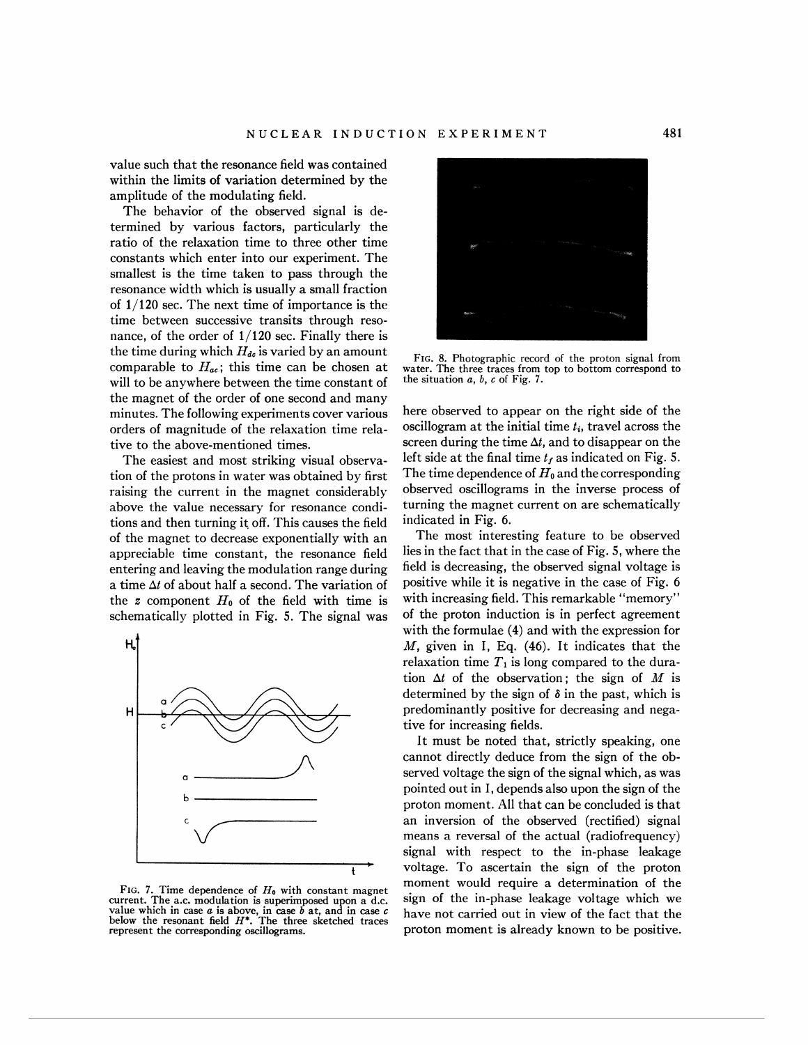value such that the resonance field was contained within the limits of variation determined by the amplitude of the modulating field.

The behavior of the observed signal is determined by various factors, particularly the ratio of the relaxation time to three other time constants which enter into our experiment. The smallest is the time taken to pass through the resonance width which is usually a small fraction of 1/120 sec. The next time of importance is the time between successive transits through resonance, of the order of 1/120 sec. Finally there is the time during which $H_{dc}$ is varied by an amount comparable to $H_{ac}$; this time can be chosen at will to be anywhere between the time constant of the magnet of the order of one second and many minutes. The following experiments cover various orders of magnitude of the relaxation time relative to the above-mentioned times.

The easiest and most striking visual observation of the protons in water was obtained by first raising the current in the magnet considerably above the value necessary for resonance conditions and then turning it off. This causes the field of the magnet to decrease exponentially with an appreciable time constant, the resonance field entering and leaving the modulation range during a time $\Delta t$ of about half a second. The variation of the $z$ component $H_0$ of the field with time is schematically plotted in Fig. 5. The signal was

FIG. 7. Time dependence of $H_0$ with constant magnet current. The a.c. modulation is superimposed upon a d.c. value which in case $a$ is above, in case $b$ at, and in case $c$ below the resonant field $H^*$. The three sketched traces represent the corresponding oscillograms.

FIG. 8. Photographic record of the proton signal from water. The three traces from top to bottom correspond to the situation $a$, $b$, $c$ of Fig. 7.

here observed to appear on the right side of the oscillogram at the initial time $t_i$, travel across the screen during the time $\Delta t$, and to disappear on the left side at the final time $t_f$ as indicated on Fig. 5. The time dependence of $H_0$ and the corresponding observed oscillograms in the inverse process of turning the magnet current on are schematically indicated in Fig. 6.

The most interesting feature to be observed lies in the fact that in the case of Fig. 5, where the field is decreasing, the observed signal voltage is positive while it is negative in the case of Fig. 6 with increasing field. This remarkable "memory" of the proton induction is in perfect agreement with the formulae (4) and with the expression for $M$, given in I, Eq. (46). It indicates that the relaxation time $T_1$ is long compared to the duration $\Delta t$ of the observation; the sign of $M$ is determined by the sign of $\delta$ in the past, which is predominantly positive for decreasing and negative for increasing fields.

It must be noted that, strictly speaking, one cannot directly deduce from the sign of the observed voltage the sign of the signal which, as was pointed out in I, depends also upon the sign of the proton moment. All that can be concluded is that an inversion of the observed (rectified) signal means a reversal of the actual (radiofrequency) signal with respect to the in-phase leakage voltage. To ascertain the sign of the proton moment would require a determination of the sign of the in-phase leakage voltage which we have not carried out in view of the fact that the proton moment is already known to be positive.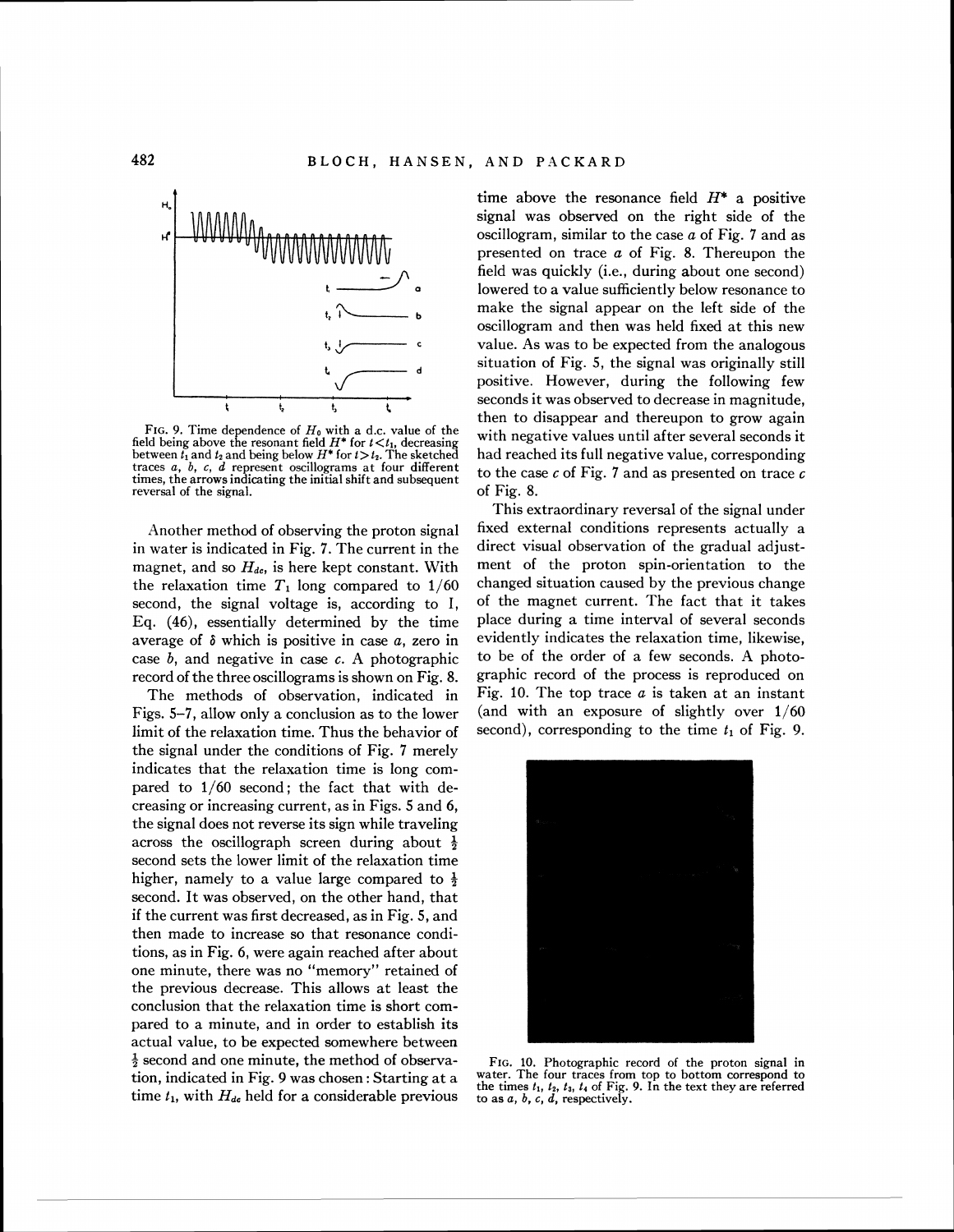FIG. 9. Time dependence of $H_0$ with a d.c. value of the field being above the resonant field $H^*$ for $t<t_1$, decreasing between $t_1$ and $t_2$ and being below $H^*$ for $t>t_2$. The sketched traces $a$, $b$, $c$, $d$ represent oscillograms at four different times, the arrows indicating the initial shift and subsequent reversal of the signal.

Another method of observing the proton signal in water is indicated in Fig. 7. The current in the magnet, and so $H_{dc}$, is here kept constant. With the relaxation time $T_1$ long compared to 1/60 second, the signal voltage is, according to I, Eq. (46), essentially determined by the time average of $\delta$ which is positive in case $a$, zero in case $b$, and negative in case $c$. A photographic record of the three oscillograms is shown on Fig. 8.

The methods of observation, indicated in Figs. 5–7, allow only a conclusion as to the lower limit of the relaxation time. Thus the behavior of the signal under the conditions of Fig. 7 merely indicates that the relaxation time is long compared to 1/60 second; the fact that with decreasing or increasing current, as in Figs. 5 and 6, the signal does not reverse its sign while traveling across the oscillograph screen during about $\frac{1}{2}$ second sets the lower limit of the relaxation time higher, namely to a value large compared to $\frac{1}{2}$ second. It was observed, on the other hand, that if the current was first decreased, as in Fig. 5, and then made to increase so that resonance conditions, as in Fig. 6, were again reached after about one minute, there was no "memory" retained of the previous decrease. This allows at least the conclusion that the relaxation time is short compared to a minute, and in order to establish its actual value, to be expected somewhere between $\frac{1}{2}$ second and one minute, the method of observation, indicated in Fig. 9 was chosen: Starting at a time $t_1$, with $H_{dc}$ held for a considerable previous time above the resonance field $H^*$ a positive signal was observed on the right side of the oscillogram, similar to the case $a$ of Fig. 7 and as presented on trace $a$ of Fig. 8. Thereupon the field was quickly (i.e., during about one second) lowered to a value sufficiently below resonance to make the signal appear on the left side of the oscillogram and then was held fixed at this new value. As was to be expected from the analogous situation of Fig. 5, the signal was originally still positive. However, during the following few seconds it was observed to decrease in magnitude, then to disappear and thereupon to grow again with negative values until after several seconds it had reached its full negative value, corresponding to the case $c$ of Fig. 7 and as presented on trace $c$ of Fig. 8.

This extraordinary reversal of the signal under fixed external conditions represents actually a direct visual observation of the gradual adjustment of the proton spin-orientation to the changed situation caused by the previous change of the magnet current. The fact that it takes place during a time interval of several seconds evidently indicates the relaxation time, likewise, to be of the order of a few seconds. A photographic record of the process is reproduced on Fig. 10. The top trace $a$ is taken at an instant (and with an exposure of slightly over 1/60 second), corresponding to the time $t_1$ of Fig. 9.

FIG. 10. Photographic record of the proton signal in water. The four traces from top to bottom correspond to the times $t_1$, $t_2$, $t_3$, $t_4$ of Fig. 9. In the text they are referred to as $a$, $b$, $c$, $d$, respectively.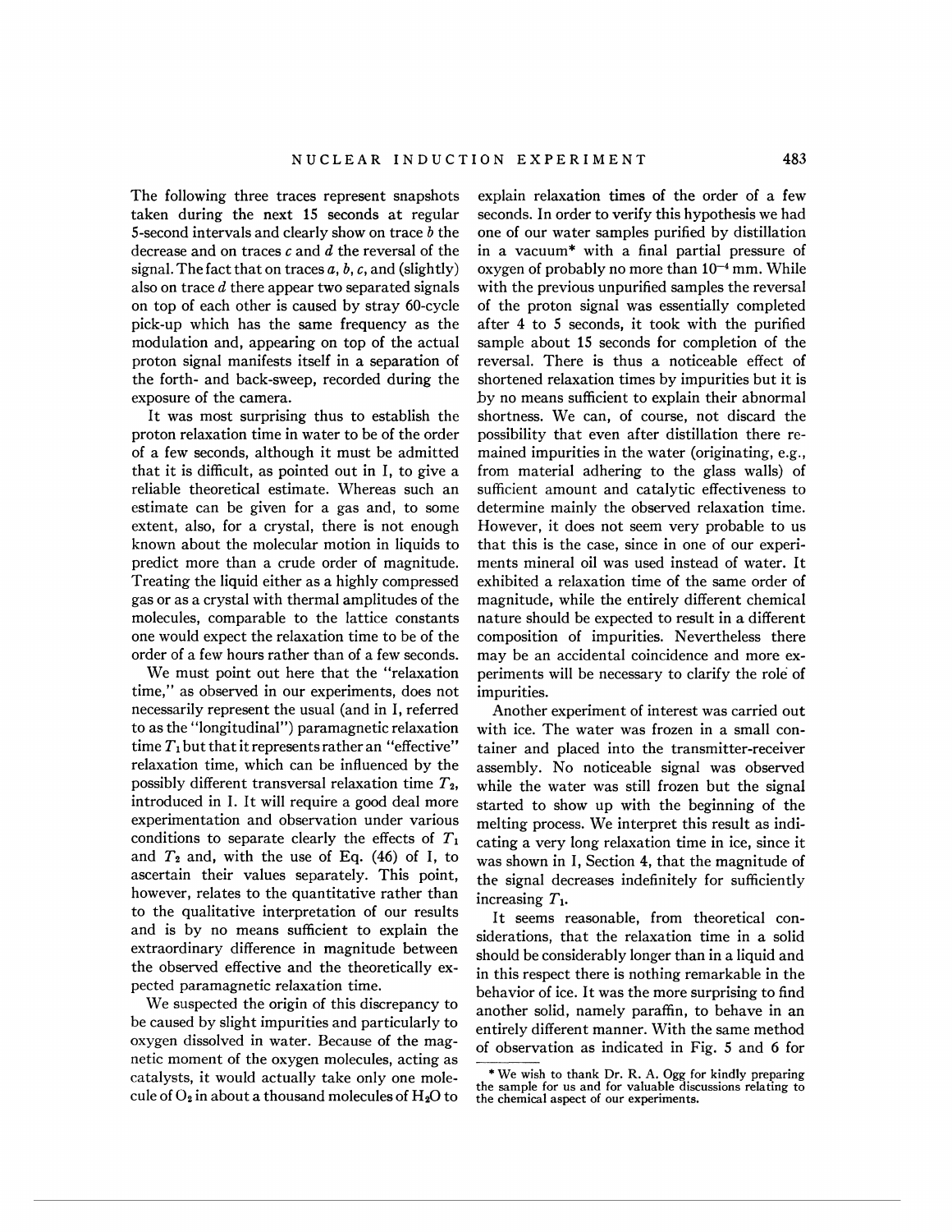The following three traces represent snapshots taken during the next 15 seconds at regular 5-second intervals and clearly show on trace *b* the decrease and on traces *c* and *d* the reversal of the signal. The fact that on traces *a*, *b*, *c*, and (slightly) also on trace *d* there appear two separated signals on top of each other is caused by stray 60-cycle pick-up which has the same frequency as the modulation and, appearing on top of the actual proton signal manifests itself in a separation of the forth- and back-sweep, recorded during the exposure of the camera.

It was most surprising thus to establish the proton relaxation time in water to be of the order of a few seconds, although it must be admitted that it is difficult, as pointed out in I, to give a reliable theoretical estimate. Whereas such an estimate can be given for a gas and, to some extent, also, for a crystal, there is not enough known about the molecular motion in liquids to predict more than a crude order of magnitude. Treating the liquid either as a highly compressed gas or as a crystal with thermal amplitudes of the molecules, comparable to the lattice constants one would expect the relaxation time to be of the order of a few hours rather than of a few seconds.

We must point out here that the "relaxation time," as observed in our experiments, does not necessarily represent the usual (and in I, referred to as the "longitudinal") paramagnetic relaxation time $T_1$ but that it represents rather an "effective" relaxation time, which can be influenced by the possibly different transversal relaxation time $T_2$, introduced in I. It will require a good deal more experimentation and observation under various conditions to separate clearly the effects of $T_1$ and $T_2$ and, with the use of Eq. (46) of I, to ascertain their values separately. This point, however, relates to the quantitative rather than to the qualitative interpretation of our results and is by no means sufficient to explain the extraordinary difference in magnitude between the observed effective and the theoretically expected paramagnetic relaxation time.

We suspected the origin of this discrepancy to be caused by slight impurities and particularly to oxygen dissolved in water. Because of the magnetic moment of the oxygen molecules, acting as catalysts, it would actually take only one molecule of $O_2$ in about a thousand molecules of $H_2O$ to explain relaxation times of the order of a few seconds. In order to verify this hypothesis we had one of our water samples purified by distillation in a vacuum* with a final partial pressure of oxygen of probably no more than $10^{-4}$ mm. While with the previous unpurified samples the reversal of the proton signal was essentially completed after 4 to 5 seconds, it took with the purified sample about 15 seconds for completion of the reversal. There is thus a noticeable effect of shortened relaxation times by impurities but it is by no means sufficient to explain their abnormal shortness. We can, of course, not discard the possibility that even after distillation there remained impurities in the water (originating, e.g., from material adhering to the glass walls) of sufficient amount and catalytic effectiveness to determine mainly the observed relaxation time. However, it does not seem very probable to us that this is the case, since in one of our experiments mineral oil was used instead of water. It exhibited a relaxation time of the same order of magnitude, while the entirely different chemical nature should be expected to result in a different composition of impurities. Nevertheless there may be an accidental coincidence and more experiments will be necessary to clarify the rolè of impurities.

Another experiment of interest was carried out with ice. The water was frozen in a small container and placed into the transmitter-receiver assembly. No noticeable signal was observed while the water was still frozen but the signal started to show up with the beginning of the melting process. We interpret this result as indicating a very long relaxation time in ice, since it was shown in I, Section 4, that the magnitude of the signal decreases indefinitely for sufficiently increasing $T_1$.

It seems reasonable, from theoretical considerations, that the relaxation time in a solid should be considerably longer than in a liquid and in this respect there is nothing remarkable in the behavior of ice. It was the more surprising to find another solid, namely paraffin, to behave in an entirely different manner. With the same method of observation as indicated in Fig. 5 and 6 for

\* We wish to thank Dr. R. A. Ogg for kindly preparing the sample for us and for valuable discussions relating to the chemical aspect of our experiments.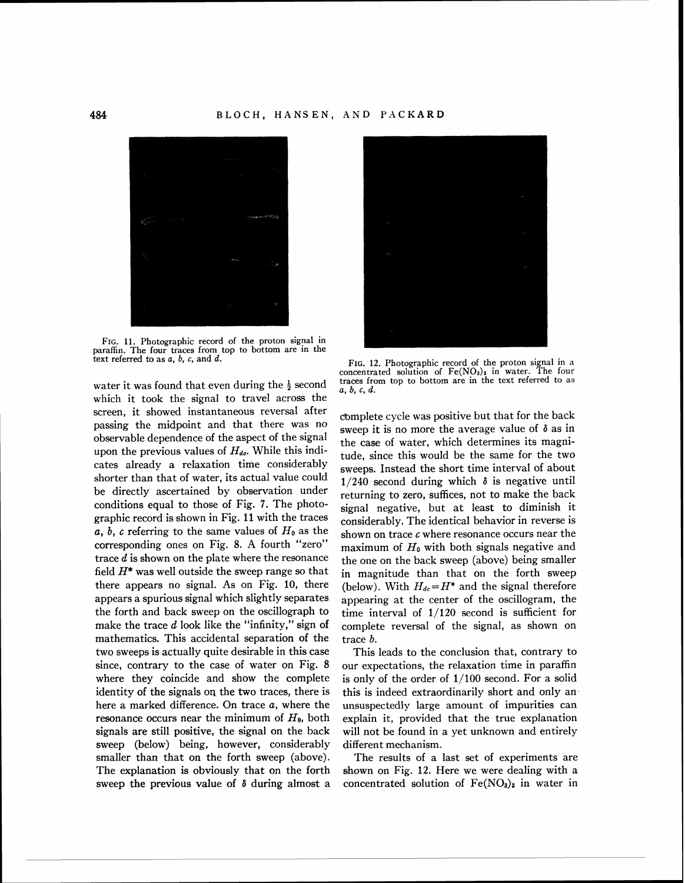FIG. 11. Photographic record of the proton signal in paraffin. The four traces from top to bottom are in the text referred to as $a$, $b$, $c$, and $d$.

FIG. 12. Photographic record of the proton signal in a concentrated solution of $Fe(NO_3)_3$ in water. The four traces from top to bottom are in the text referred to as $a$, $b$, $c$, $d$.

water it was found that even during the $\frac{1}{2}$ second which it took the signal to travel across the screen, it showed instantaneous reversal after passing the midpoint and that there was no observable dependence of the aspect of the signal upon the previous values of $H_{dc}$. While this indicates already a relaxation time considerably shorter than that of water, its actual value could be directly ascertained by observation under conditions equal to those of Fig. 7. The photographic record is shown in Fig. 11 with the traces $a$, $b$, $c$ referring to the same values of $H_0$ as the corresponding ones on Fig. 8. A fourth "zero" trace $d$ is shown on the plate where the resonance field $H^*$ was well outside the sweep range so that there appears no signal. As on Fig. 10, there appears a spurious signal which slightly separates the forth and back sweep on the oscillograph to make the trace $d$ look like the "infinity," sign of mathematics. This accidental separation of the two sweeps is actually quite desirable in this case since, contrary to the case of water on Fig. 8 where they coincide and show the complete identity of the signals on the two traces, there is here a marked difference. On trace $a$, where the resonance occurs near the minimum of $H_0$, both signals are still positive, the signal on the back sweep (below) being, however, considerably smaller than that on the forth sweep (above). The explanation is obviously that on the forth sweep the previous value of $\delta$ during almost a complete cycle was positive but that for the back sweep it is no more the average value of $\delta$ as in the case of water, which determines its magnitude, since this would be the same for the two sweeps. Instead the short time interval of about 1/240 second during which $\delta$ is negative until returning to zero, suffices, not to make the back signal negative, but at least to diminish it considerably. The identical behavior in reverse is shown on trace $c$ where resonance occurs near the maximum of $H_0$ with both signals negative and the one on the back sweep (above) being smaller in magnitude than that on the forth sweep (below). With $H_{dc}=H^*$ and the signal therefore appearing at the center of the oscillogram, the time interval of 1/120 second is sufficient for complete reversal of the signal, as shown on trace $b$.

This leads to the conclusion that, contrary to our expectations, the relaxation time in paraffin is only of the order of 1/100 second. For a solid this is indeed extraordinarily short and only an unsuspectedly large amount of impurities can explain it, provided that the true explanation will not be found in a yet unknown and entirely different mechanism.

The results of a last set of experiments are shown on Fig. 12. Here we were dealing with a concentrated solution of $Fe(NO_3)_3$ in water in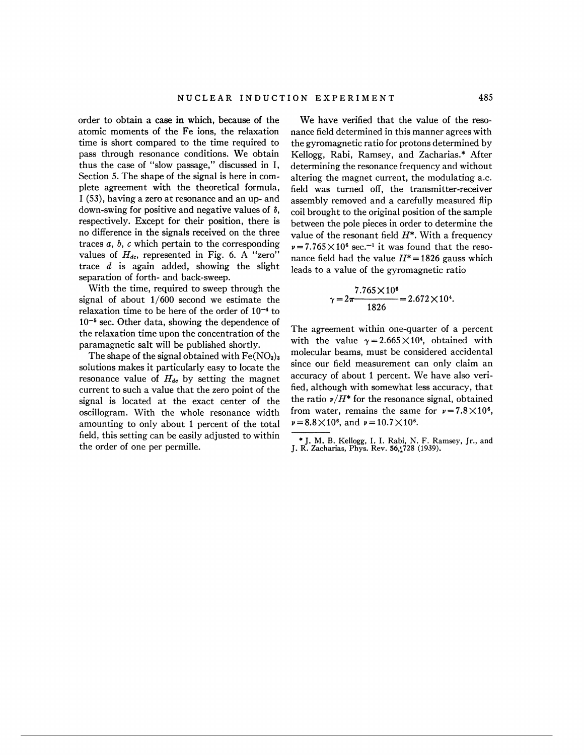order to obtain a case in which, because of the atomic moments of the Fe ions, the relaxation time is short compared to the time required to pass through resonance conditions. We obtain thus the case of "slow passage," discussed in I, Section 5. The shape of the signal is here in complete agreement with the theoretical formula, I (53), having a zero at resonance and an up- and down-swing for positive and negative values of $\delta$, respectively. Except for their position, there is no difference in the signals received on the three traces $a$, $b$, $c$ which pertain to the corresponding values of $H_{dc}$, represented in Fig. 6. A "zero" trace $d$ is again added, showing the slight separation of forth- and back-sweep.

With the time, required to sweep through the signal of about 1/600 second we estimate the relaxation time to be here of the order of $10^{-4}$ to $10^{-5}$ sec. Other data, showing the dependence of the relaxation time upon the concentration of the paramagnetic salt will be published shortly.

The shape of the signal obtained with $Fe(NO_3)_3$ solutions makes it particularly easy to locate the resonance value of $H_{dc}$ by setting the magnet current to such a value that the zero point of the signal is located at the exact center of the oscillogram. With the whole resonance width amounting to only about 1 percent of the total field, this setting can be easily adjusted to within the order of one per permille.

We have verified that the value of the resonance field determined in this manner agrees with the gyromagnetic ratio for protons determined by Kellogg, Rabi, Ramsey, and Zacharias.* After determining the resonance frequency and without altering the magnet current, the modulating a.c. field was turned off, the transmitter-receiver assembly removed and a carefully measured flip coil brought to the original position of the sample between the pole pieces in order to determine the value of the resonant field $H^*$. With a frequency $\nu = 7.765 \times 10^6$ sec.$^{-1}$ it was found that the resonance field had the value $H^* = 1826$ gauss which leads to a value of the gyromagnetic ratio

$$\gamma = 2\pi \frac{7.765 \times 10^6}{1826} = 2.672 \times 10^4.$$

The agreement within one-quarter of a percent with the value $\gamma = 2.665 \times 10^4$, obtained with molecular beams, must be considered accidental since our field measurement can only claim an accuracy of about 1 percent. We have also verified, although with somewhat less accuracy, that the ratio $\nu/H^*$ for the resonance signal, obtained from water, remains the same for $\nu = 7.8 \times 10^6$, $\nu = 8.8 \times 10^6$, and $\nu = 10.7 \times 10^6$.

---

* J. M. B. Kellogg, I. I. Rabi, N. F. Ramsey, Jr., and J. R. Zacharias, Phys. Rev. **56**, 728 (1939).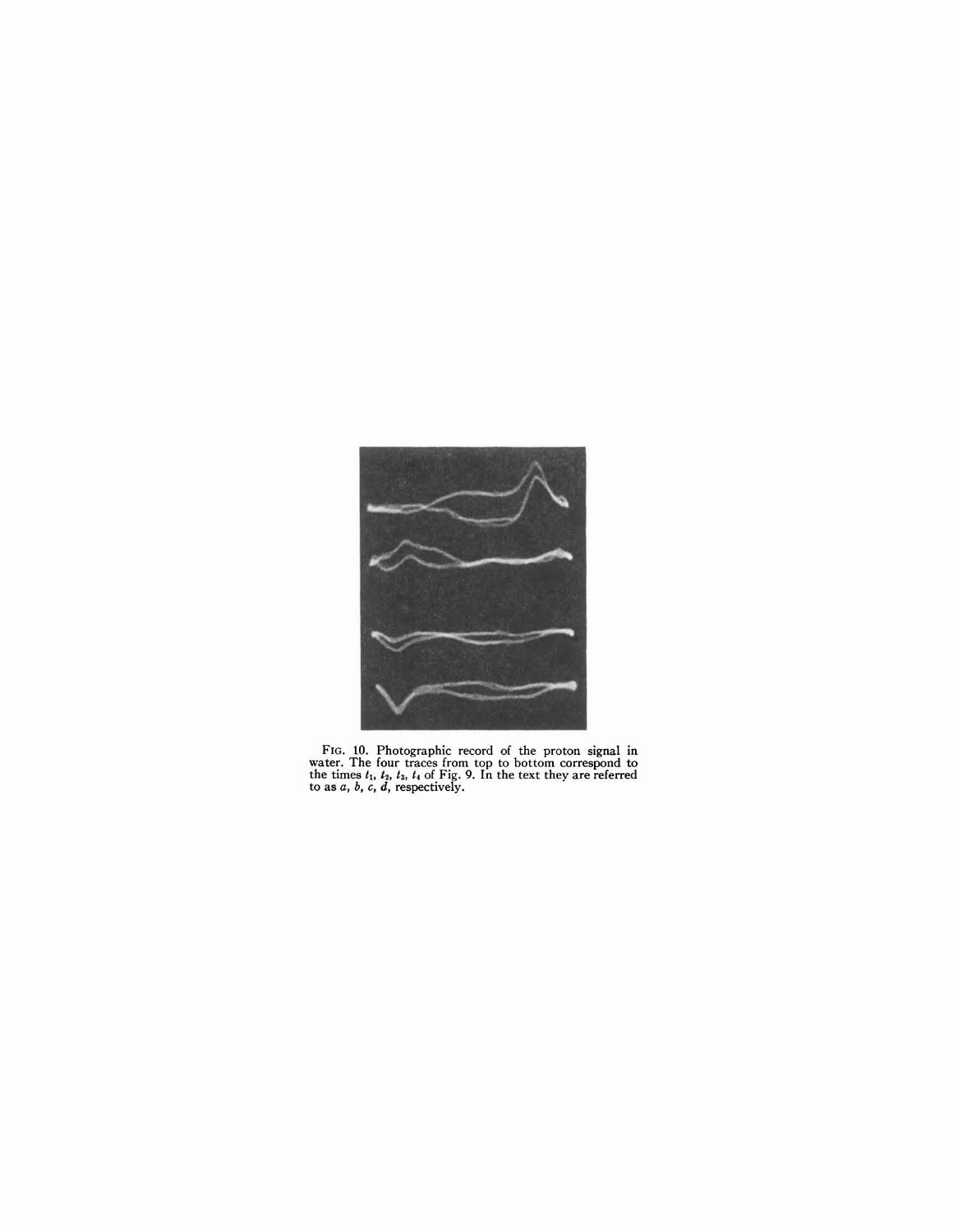FIG. 10. Photographic record of the proton signal in water. The four traces from top to bottom correspond to the times $t_1$, $t_2$, $t_3$, $t_4$ of Fig. 9. In the text they are referred to as $a$, $b$, $c$, $d$, respectively.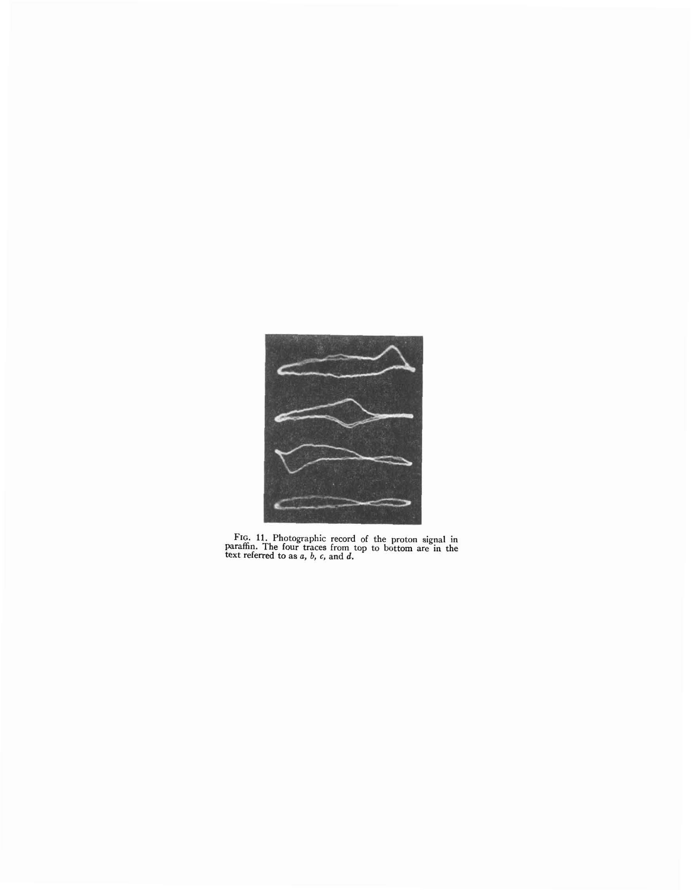FIG. 11. Photographic record of the proton signal in paraffin. The four traces from top to bottom are in the text referred to as *a*, *b*, *c*, and *d*.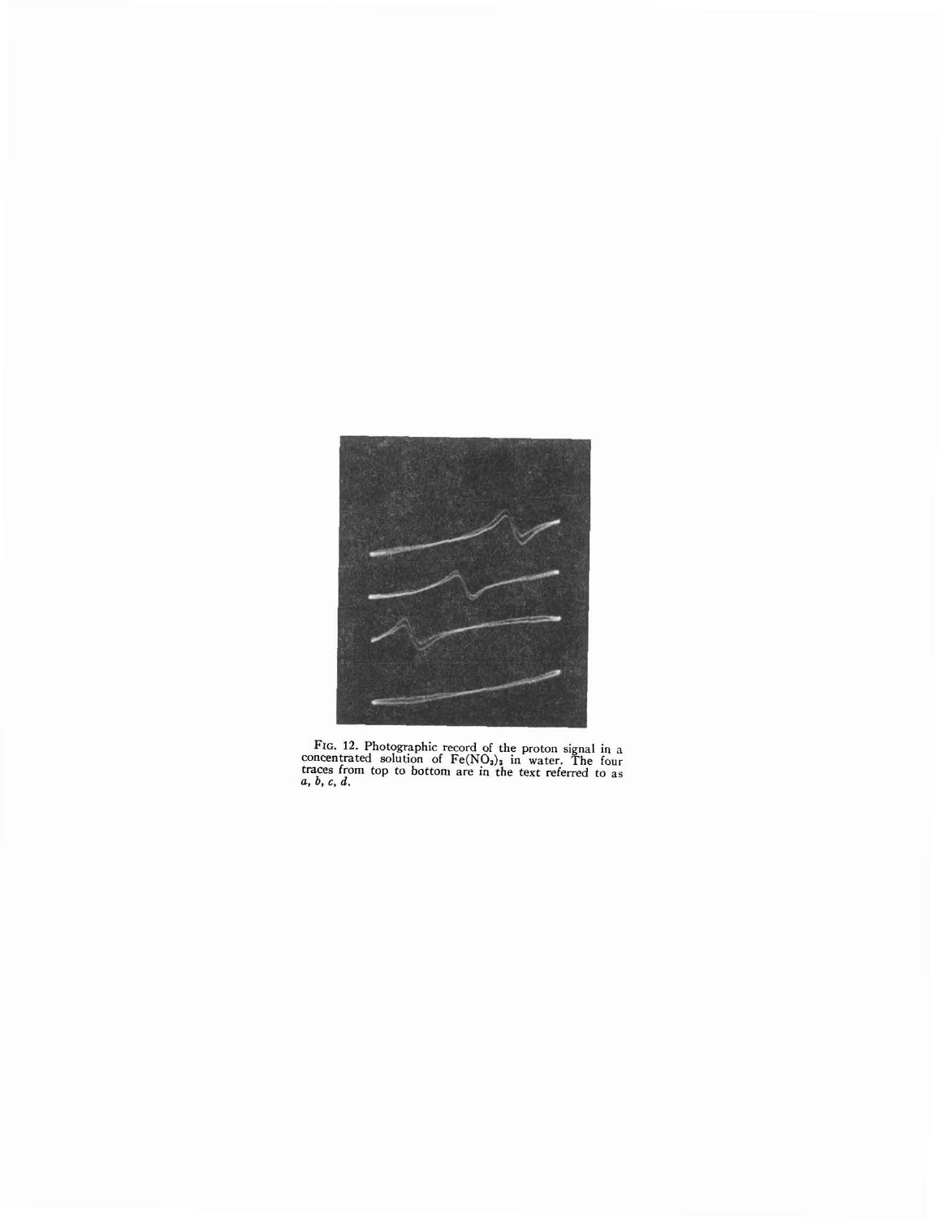FIG. 12. Photographic record of the proton signal in a concentrated solution of $Fe(NO_3)_3$ in water. The four traces from top to bottom are in the text referred to as *a*, *b*, *c*, *d*.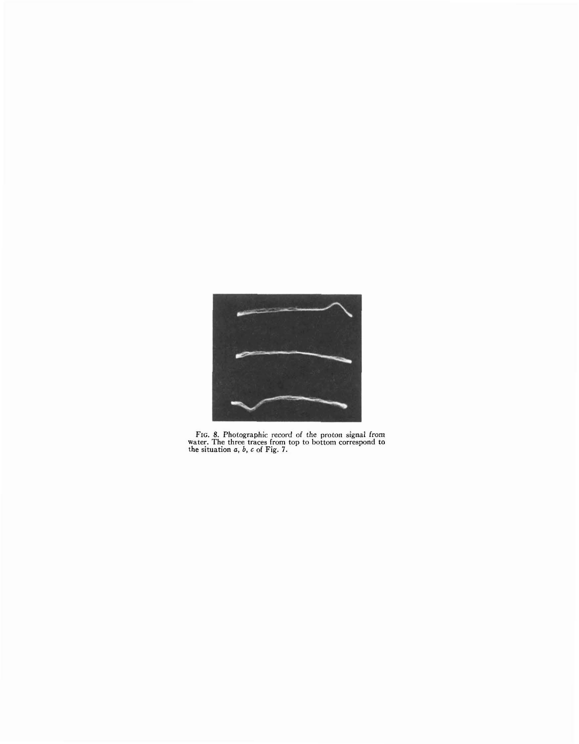FIG. 8. Photographic record of the proton signal from water. The three traces from top to bottom correspond to the situation $a$, $b$, $c$ of Fig. 7.